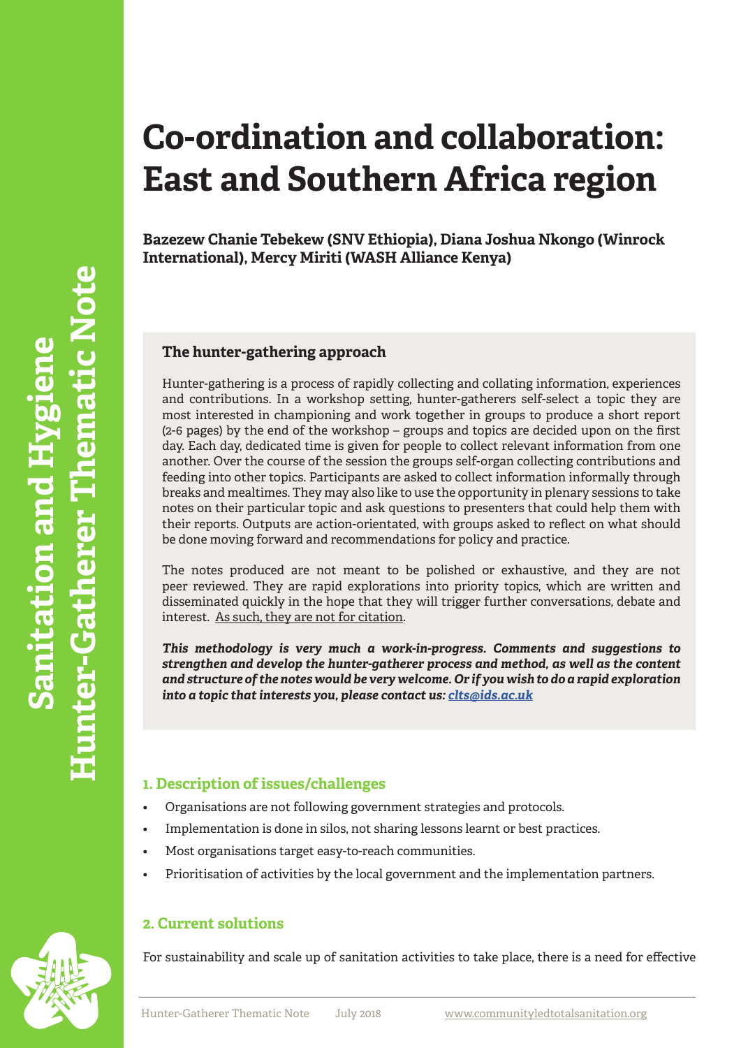# Co-ordination and collaboration: East and Southern Africa region

**Bazezew Chanie Tebekew (SNV Ethiopia), Diana Joshua Nkongo (Winrock International), Mercy Miriti (WASH Alliance Kenya)**

### The hunter-gathering approach

Hunter-gathering is a process of rapidly collecting and collating information, experiences and contributions. In a workshop setting, hunter-gatherers self-select a topic they are most interested in championing and work together in groups to produce a short report (2-6 pages) by the end of the workshop – groups and topics are decided upon on the first day. Each day, dedicated time is given for people to collect relevant information from one another. Over the course of the session the groups self-organ collecting contributions and feeding into other topics. Participants are asked to collect information informally through breaks and mealtimes. They may also like to use the opportunity in plenary sessions to take notes on their particular topic and ask questions to presenters that could help them with their reports. Outputs are action-orientated, with groups asked to reflect on what should be done moving forward and recommendations for policy and practice.

The notes produced are not meant to be polished or exhaustive, and they are not peer reviewed. They are rapid explorations into priority topics, which are written and disseminated quickly in the hope that they will trigger further conversations, debate and interest. As such, they are not for citation.

***This methodology is very much a work-in-progress. Comments and suggestions to strengthen and develop the hunter-gatherer process and method, as well as the content and structure of the notes would be very welcome. Or if you wish to do a rapid exploration into a topic that interests you, please contact us: clts@ids.ac.uk***

## 1. Description of issues/challenges

- Organisations are not following government strategies and protocols.
- Implementation is done in silos, not sharing lessons learnt or best practices.
- Most organisations target easy-to-reach communities.
- Prioritisation of activities by the local government and the implementation partners.

## 2. Current solutions

For sustainability and scale up of sanitation activities to take place, there is a need for effective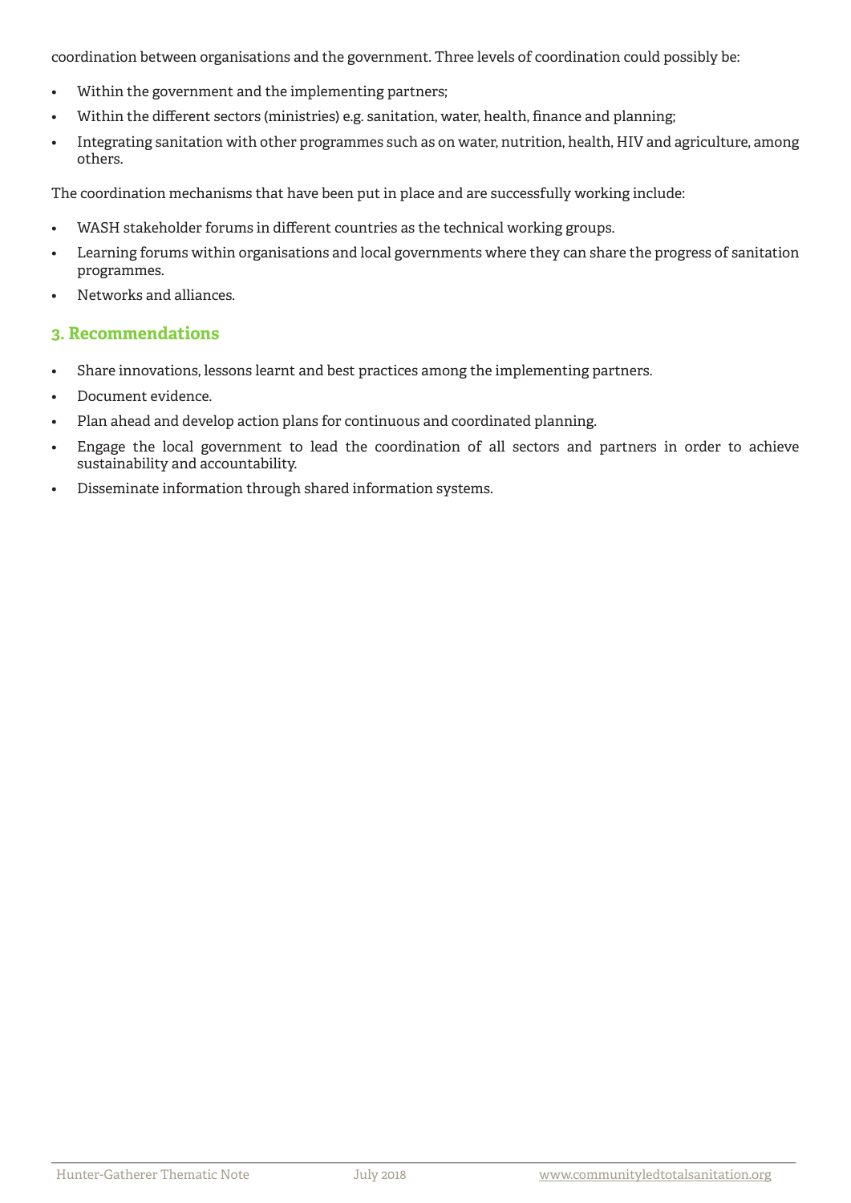coordination between organisations and the government. Three levels of coordination could possibly be:

- Within the government and the implementing partners;
- Within the different sectors (ministries) e.g. sanitation, water, health, finance and planning;
- Integrating sanitation with other programmes such as on water, nutrition, health, HIV and agriculture, among others.

The coordination mechanisms that have been put in place and are successfully working include:

- WASH stakeholder forums in different countries as the technical working groups.
- Learning forums within organisations and local governments where they can share the progress of sanitation programmes.
- Networks and alliances.

## 3. Recommendations

- Share innovations, lessons learnt and best practices among the implementing partners.
- Document evidence.
- Plan ahead and develop action plans for continuous and coordinated planning.
- Engage the local government to lead the coordination of all sectors and partners in order to achieve sustainability and accountability.
- Disseminate information through shared information systems.